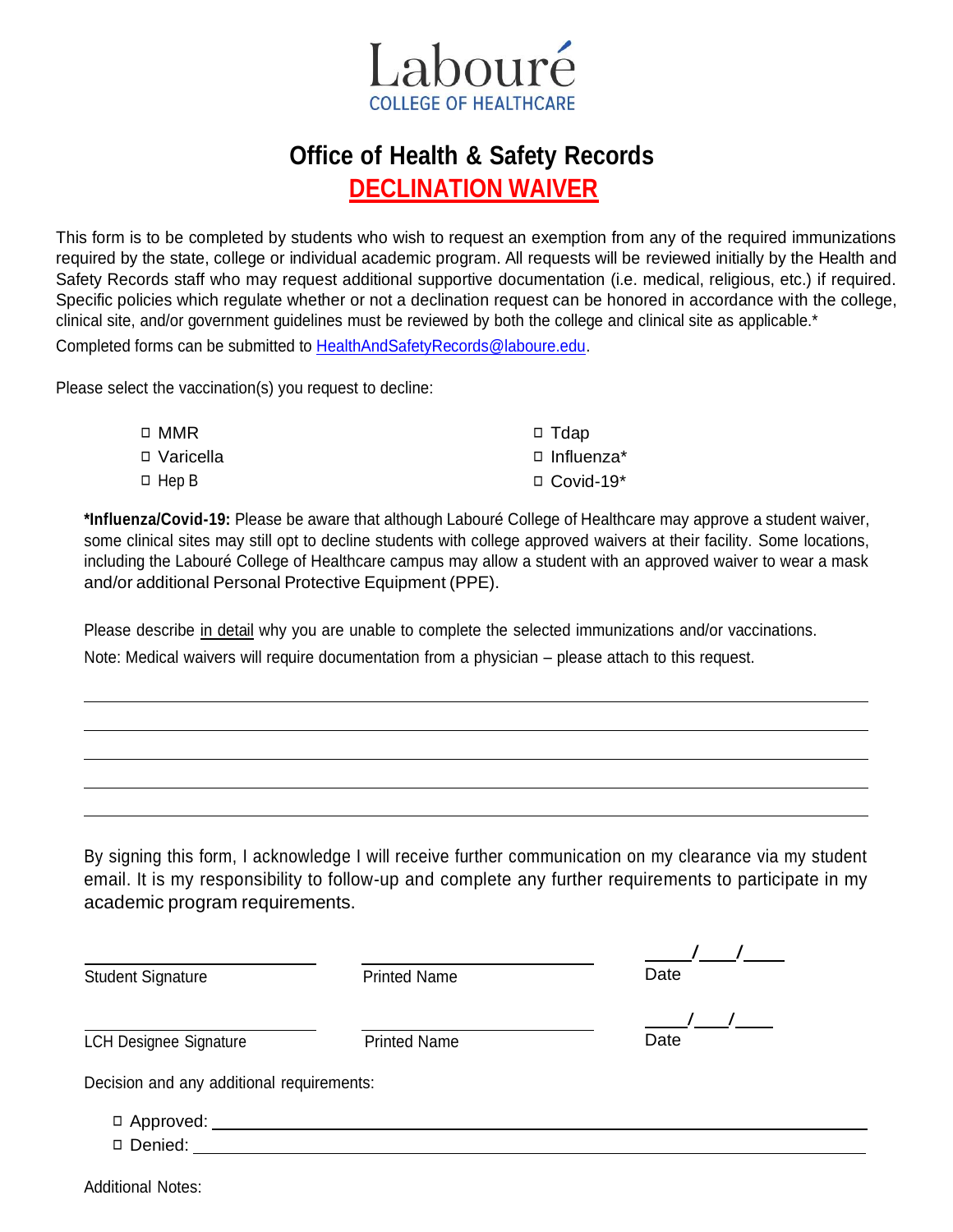Labouré
COLLEGE OF HEALTHCARE

# Office of Health & Safety Records

## DECLINATION WAIVER

This form is to be completed by students who wish to request an exemption from any of the required immunizations required by the state, college or individual academic program. All requests will be reviewed initially by the Health and Safety Records staff who may request additional supportive documentation (i.e. medical, religious, etc.) if required. Specific policies which regulate whether or not a declination request can be honored in accordance with the college, clinical site, and/or government guidelines must be reviewed by both the college and clinical site as applicable.*

Completed forms can be submitted to HealthAndSafetyRecords@laboure.edu.

Please select the vaccination(s) you request to decline:

- ☐ MMR
- ☐ Varicella
- ☐ Hep B
- ☐ Tdap
- ☐ Influenza*
- ☐ Covid-19*

**\*Influenza/Covid-19:** Please be aware that although Labouré College of Healthcare may approve a student waiver, some clinical sites may still opt to decline students with college approved waivers at their facility. Some locations, including the Labouré College of Healthcare campus may allow a student with an approved waiver to wear a mask and/or additional Personal Protective Equipment (PPE).

Please describe <u>in detail</u> why you are unable to complete the selected immunizations and/or vaccinations.

Note: Medical waivers will require documentation from a physician – please attach to this request.

\_\_\_\_\_\_\_\_\_\_\_\_\_\_\_\_\_\_\_\_\_\_\_\_\_\_\_\_\_\_\_\_\_\_\_\_\_\_\_\_\_\_\_\_\_\_\_\_\_\_\_\_\_\_\_\_\_\_\_\_\_\_\_\_\_\_\_\_\_\_\_\_

\_\_\_\_\_\_\_\_\_\_\_\_\_\_\_\_\_\_\_\_\_\_\_\_\_\_\_\_\_\_\_\_\_\_\_\_\_\_\_\_\_\_\_\_\_\_\_\_\_\_\_\_\_\_\_\_\_\_\_\_\_\_\_\_\_\_\_\_\_\_\_\_

\_\_\_\_\_\_\_\_\_\_\_\_\_\_\_\_\_\_\_\_\_\_\_\_\_\_\_\_\_\_\_\_\_\_\_\_\_\_\_\_\_\_\_\_\_\_\_\_\_\_\_\_\_\_\_\_\_\_\_\_\_\_\_\_\_\_\_\_\_\_\_\_

\_\_\_\_\_\_\_\_\_\_\_\_\_\_\_\_\_\_\_\_\_\_\_\_\_\_\_\_\_\_\_\_\_\_\_\_\_\_\_\_\_\_\_\_\_\_\_\_\_\_\_\_\_\_\_\_\_\_\_\_\_\_\_\_\_\_\_\_\_\_\_\_

\_\_\_\_\_\_\_\_\_\_\_\_\_\_\_\_\_\_\_\_\_\_\_\_\_\_\_\_\_\_\_\_\_\_\_\_\_\_\_\_\_\_\_\_\_\_\_\_\_\_\_\_\_\_\_\_\_\_\_\_\_\_\_\_\_\_\_\_\_\_\_\_

By signing this form, I acknowledge I will receive further communication on my clearance via my student email. It is my responsibility to follow-up and complete any further requirements to participate in my academic program requirements.

| \_\_\_\_\_\_\_\_\_\_\_\_\_\_\_\_\_\_\_\_ | \_\_\_\_\_\_\_\_\_\_\_\_\_\_\_\_\_\_\_\_ | \_\_\_\_/\_\_\_/\_\_\_\_ |
|---|---|---|
| Student Signature | Printed Name | Date |
| \_\_\_\_\_\_\_\_\_\_\_\_\_\_\_\_\_\_\_\_ | \_\_\_\_\_\_\_\_\_\_\_\_\_\_\_\_\_\_\_\_ | \_\_\_\_/\_\_\_/\_\_\_\_ |
| LCH Designee Signature | Printed Name | Date |

Decision and any additional requirements:

- ☐ Approved: \_\_\_\_\_\_\_\_\_\_\_\_\_\_\_\_\_\_\_\_\_\_\_\_\_\_\_\_\_\_\_\_\_\_\_\_\_\_\_\_\_\_\_\_\_\_\_\_\_\_\_\_\_\_\_\_
- ☐ Denied: \_\_\_\_\_\_\_\_\_\_\_\_\_\_\_\_\_\_\_\_\_\_\_\_\_\_\_\_\_\_\_\_\_\_\_\_\_\_\_\_\_\_\_\_\_\_\_\_\_\_\_\_\_\_\_\_\_\_

Additional Notes: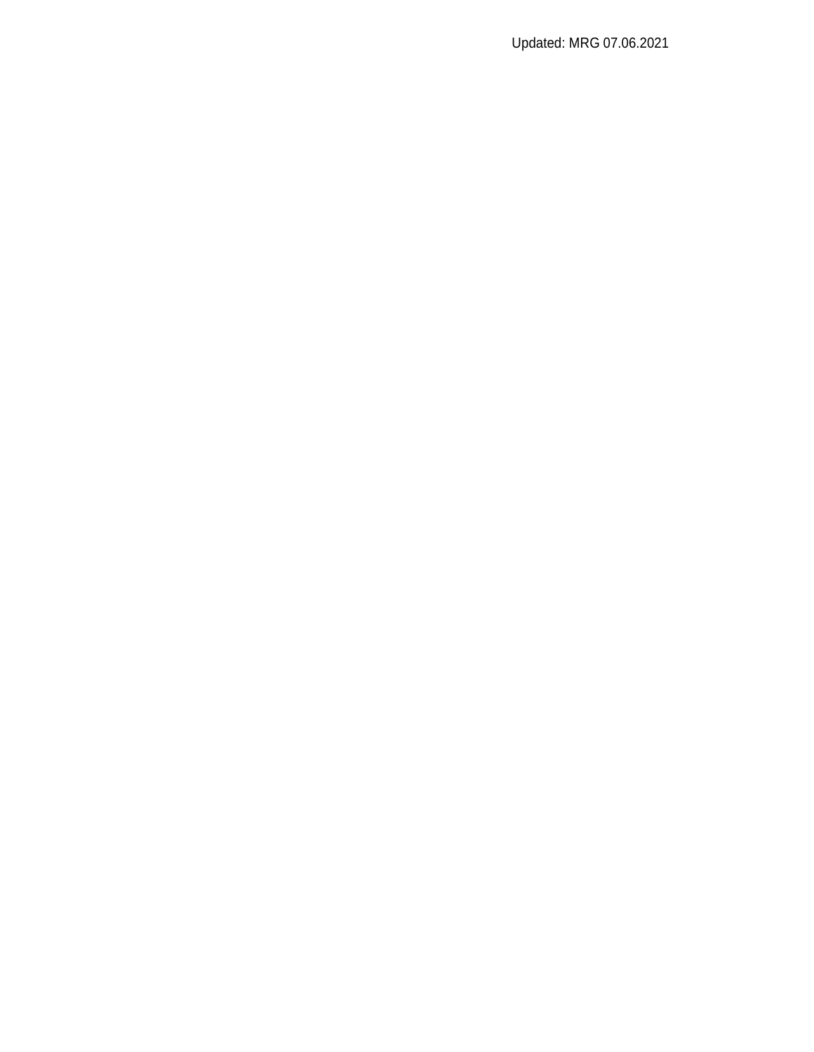Updated: MRG 07.06.2021